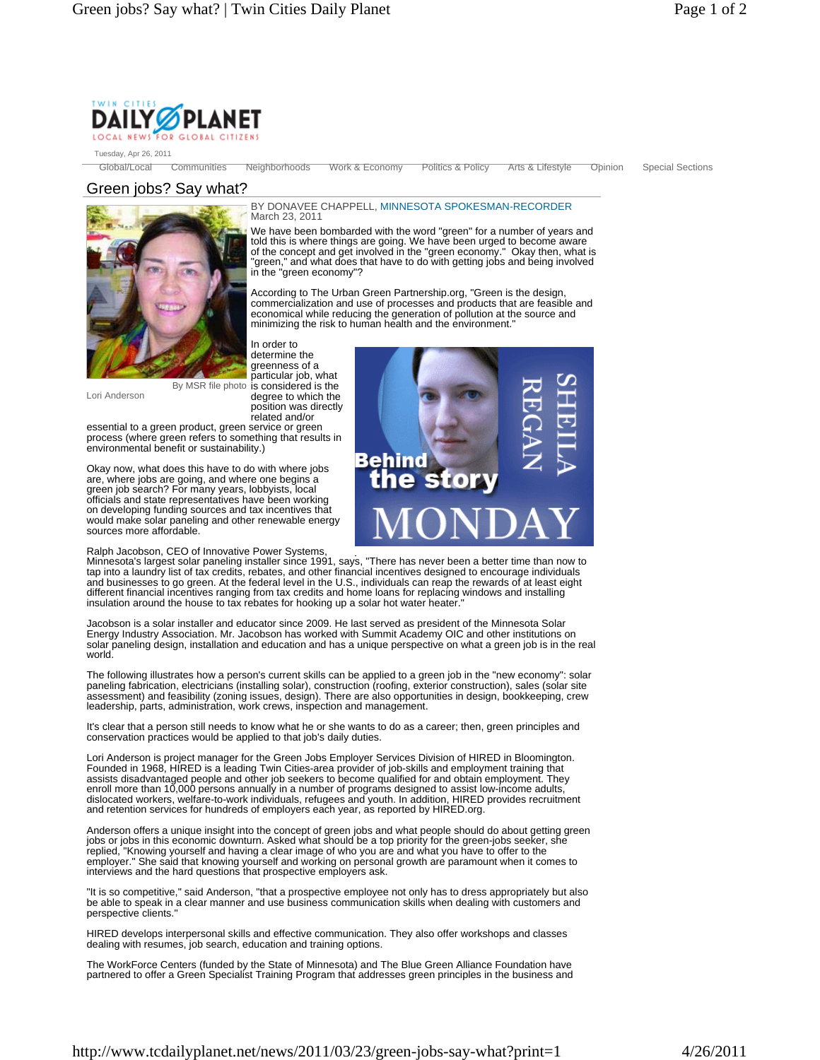Tuesday, Apr 26, 2011

Global/Local | Communities | Neighborhoods | Work & Economy | Politics & Policy | Arts & Lifestyle | Opinion | Special Sections

# Green jobs? Say what?

Lori Anderson — By MSR file photo

BY DONAVEE CHAPPELL, MINNESOTA SPOKESMAN-RECORDER
March 23, 2011

We have been bombarded with the word "green" for a number of years and told this is where things are going. We have been urged to become aware of the concept and get involved in the "green economy." Okay then, what is "green," and what does that have to do with getting jobs and being involved in the "green economy"?

According to The Urban Green Partnership.org, "Green is the design, commercialization and use of processes and products that are feasible and economical while reducing the generation of pollution at the source and minimizing the risk to human health and the environment."

In order to determine the greenness of a particular job, what is considered is the degree to which the position was directly related and/or essential to a green product, green service or green process (where green refers to something that results in environmental benefit or sustainability.)

Okay now, what does this have to do with where jobs are, where jobs are going, and where one begins a green job search? For many years, lobbyists, local officials and state representatives have been working on developing funding sources and tax incentives that would make solar paneling and other renewable energy sources more affordable.

Ralph Jacobson, CEO of Innovative Power Systems, Minnesota's largest solar paneling installer since 1991, says, "There has never been a better time than now to tap into a laundry list of tax credits, rebates, and other financial incentives designed to encourage individuals and businesses to go green. At the federal level in the U.S., individuals can reap the rewards of at least eight different financial incentives ranging from tax credits and home loans for replacing windows and installing insulation around the house to tax rebates for hooking up a solar hot water heater."

Jacobson is a solar installer and educator since 2009. He last served as president of the Minnesota Solar Energy Industry Association. Mr. Jacobson has worked with Summit Academy OIC and other institutions on solar paneling design, installation and education and has a unique perspective on what a green job is in the real world.

The following illustrates how a person's current skills can be applied to a green job in the "new economy": solar paneling fabrication, electricians (installing solar), construction (roofing, exterior construction), sales (solar site assessment) and feasibility (zoning issues, design). There are also opportunities in design, bookkeeping, crew leadership, parts, administration, work crews, inspection and management.

It's clear that a person still needs to know what he or she wants to do as a career; then, green principles and conservation practices would be applied to that job's daily duties.

Lori Anderson is project manager for the Green Jobs Employer Services Division of HIRED in Bloomington. Founded in 1968, HIRED is a leading Twin Cities-area provider of job-skills and employment training that assists disadvantaged people and other job seekers to become qualified for and obtain employment. They enroll more than 10,000 persons annually in a number of programs designed to assist low-income adults, dislocated workers, welfare-to-work individuals, refugees and youth. In addition, HIRED provides recruitment and retention services for hundreds of employers each year, as reported by HIRED.org.

Anderson offers a unique insight into the concept of green jobs and what people should do about getting green jobs or jobs in this economic downturn. Asked what should be a top priority for the green-jobs seeker, she replied, "Knowing yourself and having a clear image of who you are and what you have to offer to the employer." She said that knowing yourself and working on personal growth are paramount when it comes to interviews and the hard questions that prospective employers ask.

"It is so competitive," said Anderson, "that a prospective employee not only has to dress appropriately but also be able to speak in a clear manner and use business communication skills when dealing with customers and perspective clients."

HIRED develops interpersonal skills and effective communication. They also offer workshops and classes dealing with resumes, job search, education and training options.

The WorkForce Centers (funded by the State of Minnesota) and The Blue Green Alliance Foundation have partnered to offer a Green Specialist Training Program that addresses green principles in the business and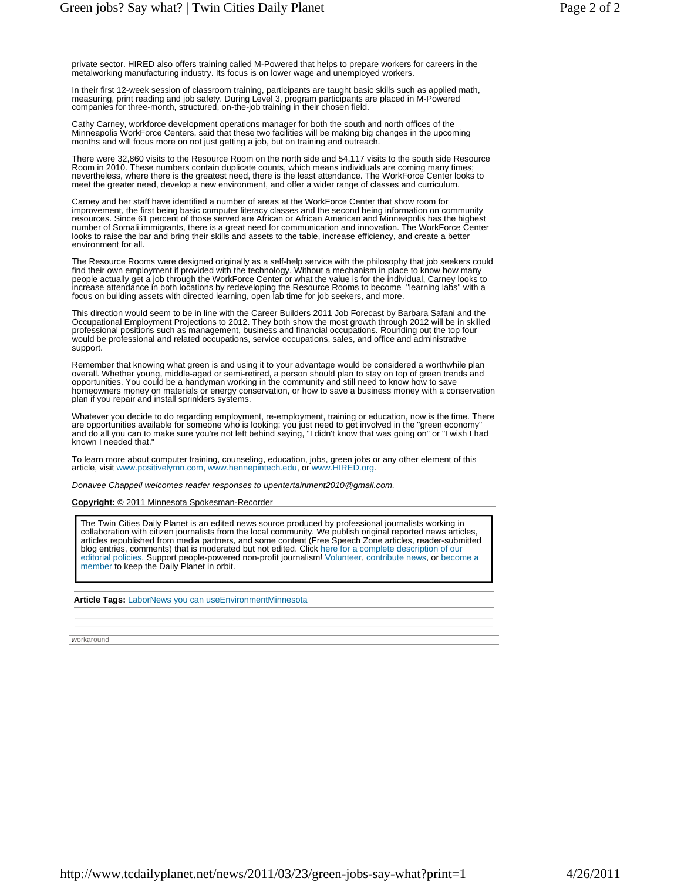private sector. HIRED also offers training called M-Powered that helps to prepare workers for careers in the metalworking manufacturing industry. Its focus is on lower wage and unemployed workers.

In their first 12-week session of classroom training, participants are taught basic skills such as applied math, measuring, print reading and job safety. During Level 3, program participants are placed in M-Powered companies for three-month, structured, on-the-job training in their chosen field.

Cathy Carney, workforce development operations manager for both the south and north offices of the Minneapolis WorkForce Centers, said that these two facilities will be making big changes in the upcoming months and will focus more on not just getting a job, but on training and outreach.

There were 32,860 visits to the Resource Room on the north side and 54,117 visits to the south side Resource Room in 2010. These numbers contain duplicate counts, which means individuals are coming many times; nevertheless, where there is the greatest need, there is the least attendance. The WorkForce Center looks to meet the greater need, develop a new environment, and offer a wider range of classes and curriculum.

Carney and her staff have identified a number of areas at the WorkForce Center that show room for improvement, the first being basic computer literacy classes and the second being information on community resources. Since 61 percent of those served are African or African American and Minneapolis has the highest number of Somali immigrants, there is a great need for communication and innovation. The WorkForce Center looks to raise the bar and bring their skills and assets to the table, increase efficiency, and create a better environment for all.

The Resource Rooms were designed originally as a self-help service with the philosophy that job seekers could find their own employment if provided with the technology. Without a mechanism in place to know how many people actually get a job through the WorkForce Center or what the value is for the individual, Carney looks to increase attendance in both locations by redeveloping the Resource Rooms to become "learning labs" with a focus on building assets with directed learning, open lab time for job seekers, and more.

This direction would seem to be in line with the Career Builders 2011 Job Forecast by Barbara Safani and the Occupational Employment Projections to 2012. They both show the most growth through 2012 will be in skilled professional positions such as management, business and financial occupations. Rounding out the top four would be professional and related occupations, service occupations, sales, and office and administrative support.

Remember that knowing what green is and using it to your advantage would be considered a worthwhile plan overall. Whether young, middle-aged or semi-retired, a person should plan to stay on top of green trends and opportunities. You could be a handyman working in the community and still need to know how to save homeowners money on materials or energy conservation, or how to save a business money with a conservation plan if you repair and install sprinklers systems.

Whatever you decide to do regarding employment, re-employment, training or education, now is the time. There are opportunities available for someone who is looking; you just need to get involved in the "green economy" and do all you can to make sure you're not left behind saying, "I didn't know that was going on" or "I wish I had known I needed that."

To learn more about computer training, counseling, education, jobs, green jobs or any other element of this article, visit www.positivelymn.com, www.hennepintech.edu, or www.HIRED.org.

*Donavee Chappell welcomes reader responses to upentertainment2010@gmail.com.*

**Copyright:** © 2011 Minnesota Spokesman-Recorder

The Twin Cities Daily Planet is an edited news source produced by professional journalists working in collaboration with citizen journalists from the local community. We publish original reported news articles, articles republished from media partners, and some content (Free Speech Zone articles, reader-submitted blog entries, comments) that is moderated but not edited. Click here for a complete description of our editorial policies. Support people-powered non-profit journalism! Volunteer, contribute news, or become a member to keep the Daily Planet in orbit.

**Article Tags:** LaborNews you can useEnvironmentMinnesota

workaround